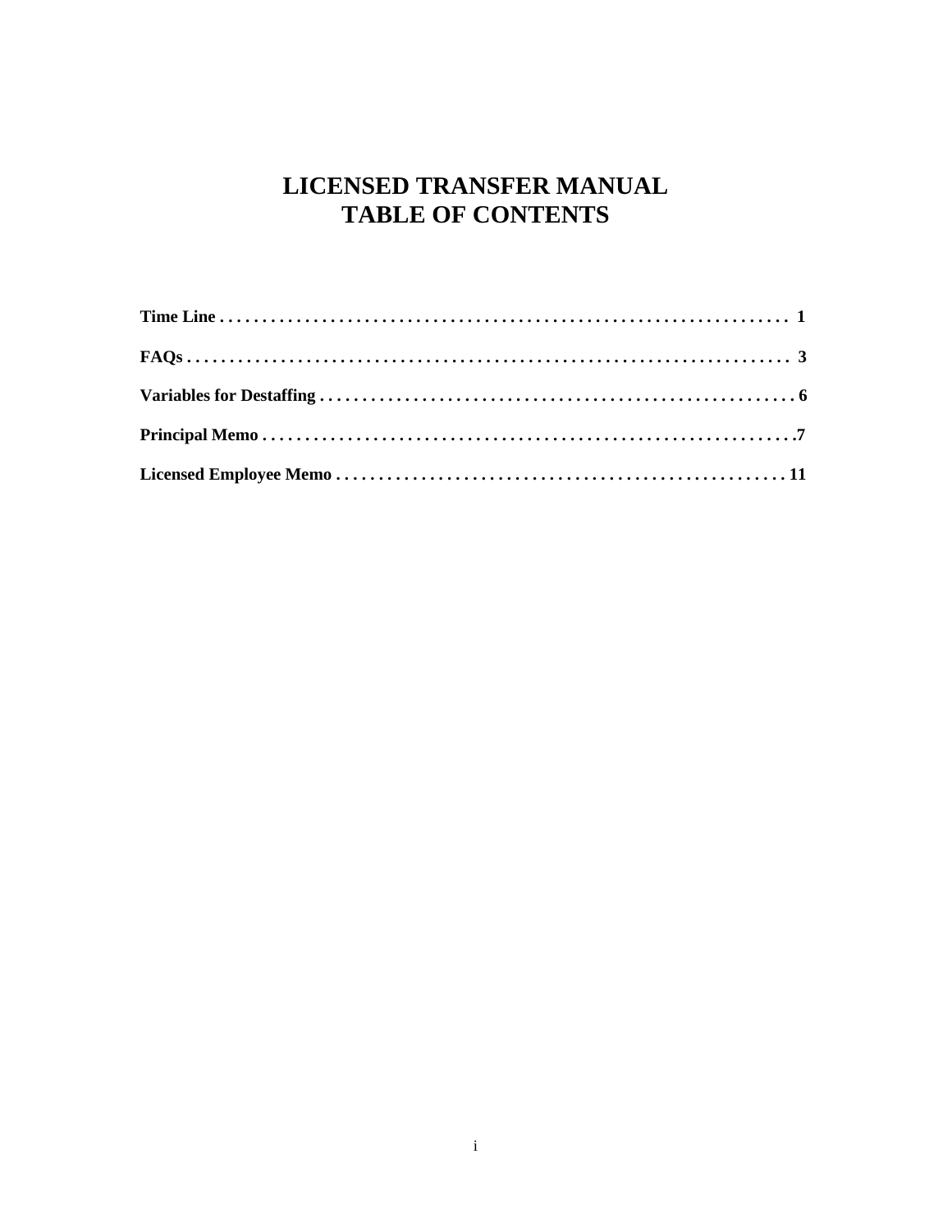# LICENSED TRANSFER MANUAL
# TABLE OF CONTENTS

**Time Line . . . . . . . . . . . . . . . . . . . . . . . . . . . . . . . . . . . . . . . . . . . . . . . . . . . . . . . . . . . . . . . . . . 1**

**FAQs . . . . . . . . . . . . . . . . . . . . . . . . . . . . . . . . . . . . . . . . . . . . . . . . . . . . . . . . . . . . . . . . . . . . . 3**

**Variables for Destaffing . . . . . . . . . . . . . . . . . . . . . . . . . . . . . . . . . . . . . . . . . . . . . . . . . . . . . . . 6**

**Principal Memo . . . . . . . . . . . . . . . . . . . . . . . . . . . . . . . . . . . . . . . . . . . . . . . . . . . . . . . . . . . . . . . .7**

**Licensed Employee Memo . . . . . . . . . . . . . . . . . . . . . . . . . . . . . . . . . . . . . . . . . . . . . . . . . . . . 11**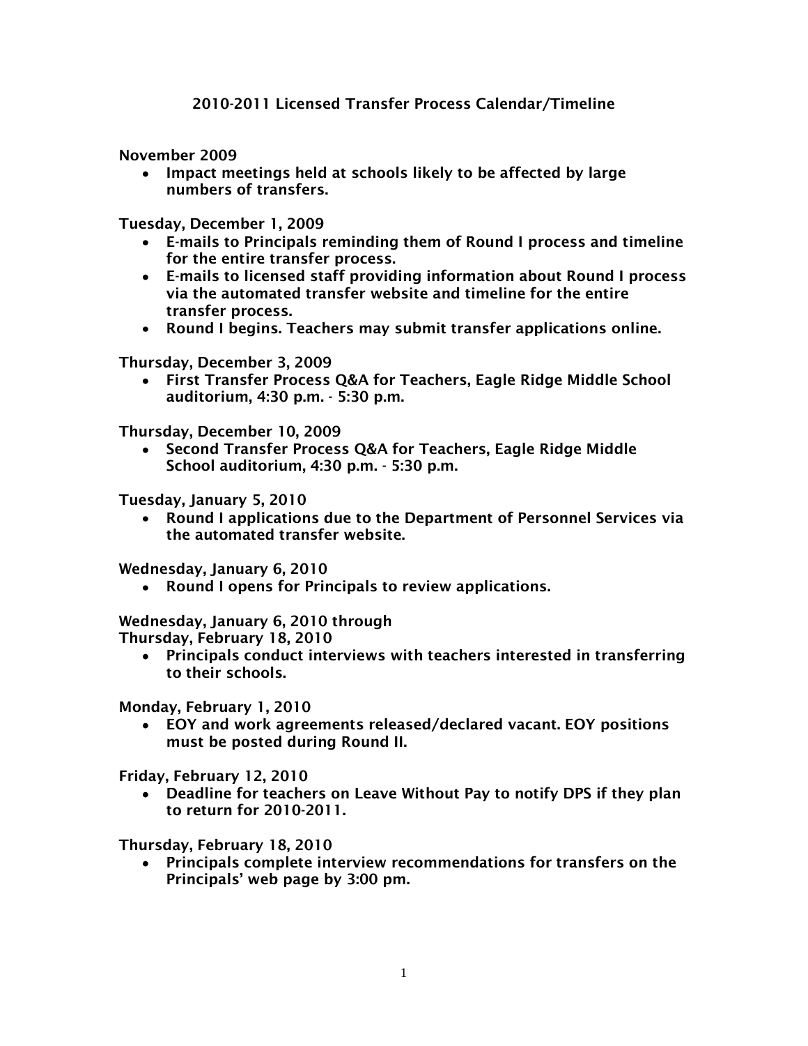# 2010-2011 Licensed Transfer Process Calendar/Timeline

**November 2009**

- Impact meetings held at schools likely to be affected by large numbers of transfers.

**Tuesday, December 1, 2009**

- E-mails to Principals reminding them of Round I process and timeline for the entire transfer process.
- E-mails to licensed staff providing information about Round I process via the automated transfer website and timeline for the entire transfer process.
- Round I begins. Teachers may submit transfer applications online.

**Thursday, December 3, 2009**

- First Transfer Process Q&A for Teachers, Eagle Ridge Middle School auditorium, 4:30 p.m. - 5:30 p.m.

**Thursday, December 10, 2009**

- Second Transfer Process Q&A for Teachers, Eagle Ridge Middle School auditorium, 4:30 p.m. - 5:30 p.m.

**Tuesday, January 5, 2010**

- Round I applications due to the Department of Personnel Services via the automated transfer website.

**Wednesday, January 6, 2010**

- Round I opens for Principals to review applications.

**Wednesday, January 6, 2010 through**
**Thursday, February 18, 2010**

- Principals conduct interviews with teachers interested in transferring to their schools.

**Monday, February 1, 2010**

- EOY and work agreements released/declared vacant. EOY positions must be posted during Round II.

**Friday, February 12, 2010**

- Deadline for teachers on Leave Without Pay to notify DPS if they plan to return for 2010-2011.

**Thursday, February 18, 2010**

- Principals complete interview recommendations for transfers on the Principals' web page by 3:00 pm.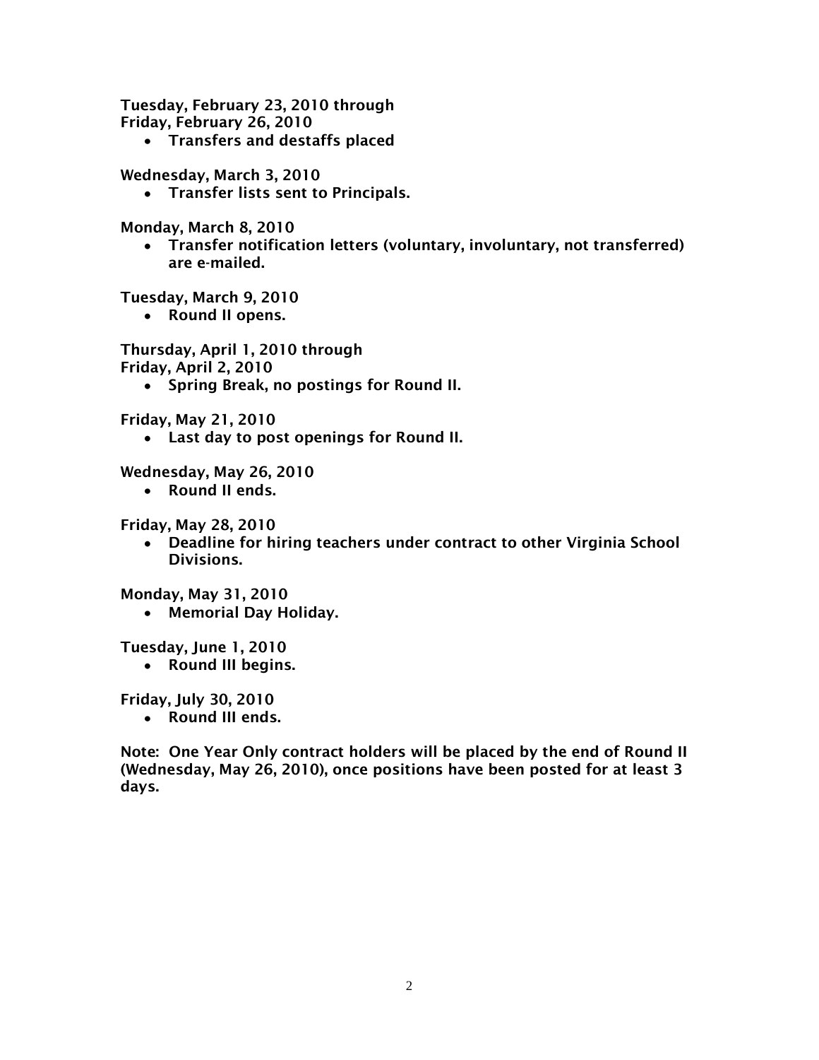**Tuesday, February 23, 2010 through**
**Friday, February 26, 2010**

- **Transfers and destaffs placed**

**Wednesday, March 3, 2010**

- **Transfer lists sent to Principals.**

**Monday, March 8, 2010**

- **Transfer notification letters (voluntary, involuntary, not transferred) are e-mailed.**

**Tuesday, March 9, 2010**

- **Round II opens.**

**Thursday, April 1, 2010 through**
**Friday, April 2, 2010**

- **Spring Break, no postings for Round II.**

**Friday, May 21, 2010**

- **Last day to post openings for Round II.**

**Wednesday, May 26, 2010**

- **Round II ends.**

**Friday, May 28, 2010**

- **Deadline for hiring teachers under contract to other Virginia School Divisions.**

**Monday, May 31, 2010**

- **Memorial Day Holiday.**

**Tuesday, June 1, 2010**

- **Round III begins.**

**Friday, July 30, 2010**

- **Round III ends.**

**Note: One Year Only contract holders will be placed by the end of Round II (Wednesday, May 26, 2010), once positions have been posted for at least 3 days.**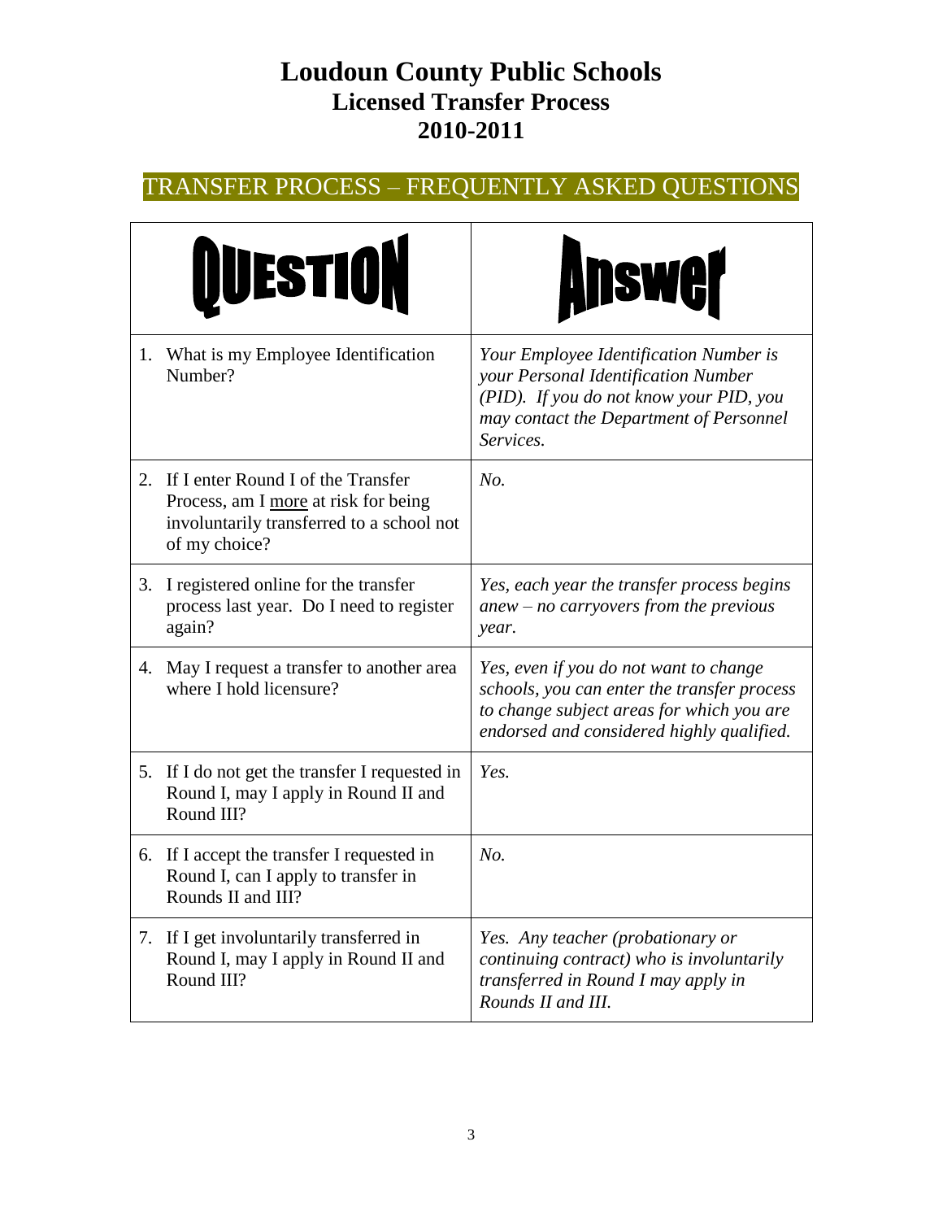# Loudoun County Public Schools
## Licensed Transfer Process
## 2010-2011

## TRANSFER PROCESS – FREQUENTLY ASKED QUESTIONS

| QUESTION | Answer |
| --- | --- |
| 1. What is my Employee Identification Number? | *Your Employee Identification Number is your Personal Identification Number (PID). If you do not know your PID, you may contact the Department of Personnel Services.* |
| 2. If I enter Round I of the Transfer Process, am I <u>more</u> at risk for being involuntarily transferred to a school not of my choice? | *No.* |
| 3. I registered online for the transfer process last year. Do I need to register again? | *Yes, each year the transfer process begins anew – no carryovers from the previous year.* |
| 4. May I request a transfer to another area where I hold licensure? | *Yes, even if you do not want to change schools, you can enter the transfer process to change subject areas for which you are endorsed and considered highly qualified.* |
| 5. If I do not get the transfer I requested in Round I, may I apply in Round II and Round III? | *Yes.* |
| 6. If I accept the transfer I requested in Round I, can I apply to transfer in Rounds II and III? | *No.* |
| 7. If I get involuntarily transferred in Round I, may I apply in Round II and Round III? | *Yes. Any teacher (probationary or continuing contract) who is involuntarily transferred in Round I may apply in Rounds II and III.* |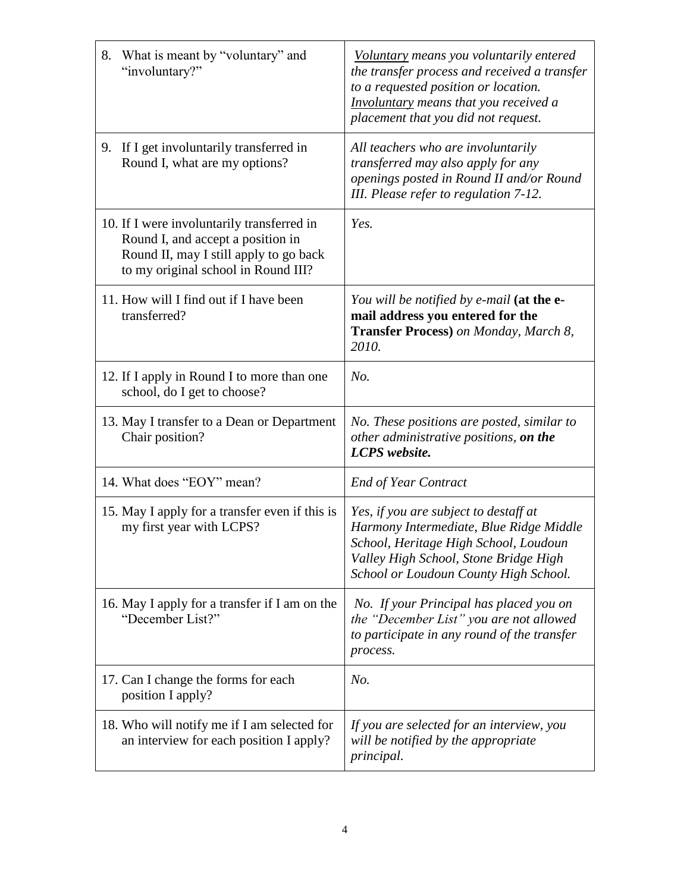| | |
|---|---|
| 8. What is meant by "voluntary" and "involuntary?" | *Voluntary means you voluntarily entered the transfer process and received a transfer to a requested position or location. Involuntary means that you received a placement that you did not request.* |
| 9. If I get involuntarily transferred in Round I, what are my options? | *All teachers who are involuntarily transferred may also apply for any openings posted in Round II and/or Round III. Please refer to regulation 7-12.* |
| 10. If I were involuntarily transferred in Round I, and accept a position in Round II, may I still apply to go back to my original school in Round III? | *Yes.* |
| 11. How will I find out if I have been transferred? | *You will be notified by e-mail* **(at the e-mail address you entered for the Transfer Process)** *on Monday, March 8, 2010.* |
| 12. If I apply in Round I to more than one school, do I get to choose? | *No.* |
| 13. May I transfer to a Dean or Department Chair position? | *No. These positions are posted, similar to other administrative positions,* ***on the LCPS website.*** |
| 14. What does "EOY" mean? | *End of Year Contract* |
| 15. May I apply for a transfer even if this is my first year with LCPS? | *Yes, if you are subject to destaff at Harmony Intermediate, Blue Ridge Middle School, Heritage High School, Loudoun Valley High School, Stone Bridge High School or Loudoun County High School.* |
| 16. May I apply for a transfer if I am on the "December List?" | *No. If your Principal has placed you on the "December List" you are not allowed to participate in any round of the transfer process.* |
| 17. Can I change the forms for each position I apply? | *No.* |
| 18. Who will notify me if I am selected for an interview for each position I apply? | *If you are selected for an interview, you will be notified by the appropriate principal.* |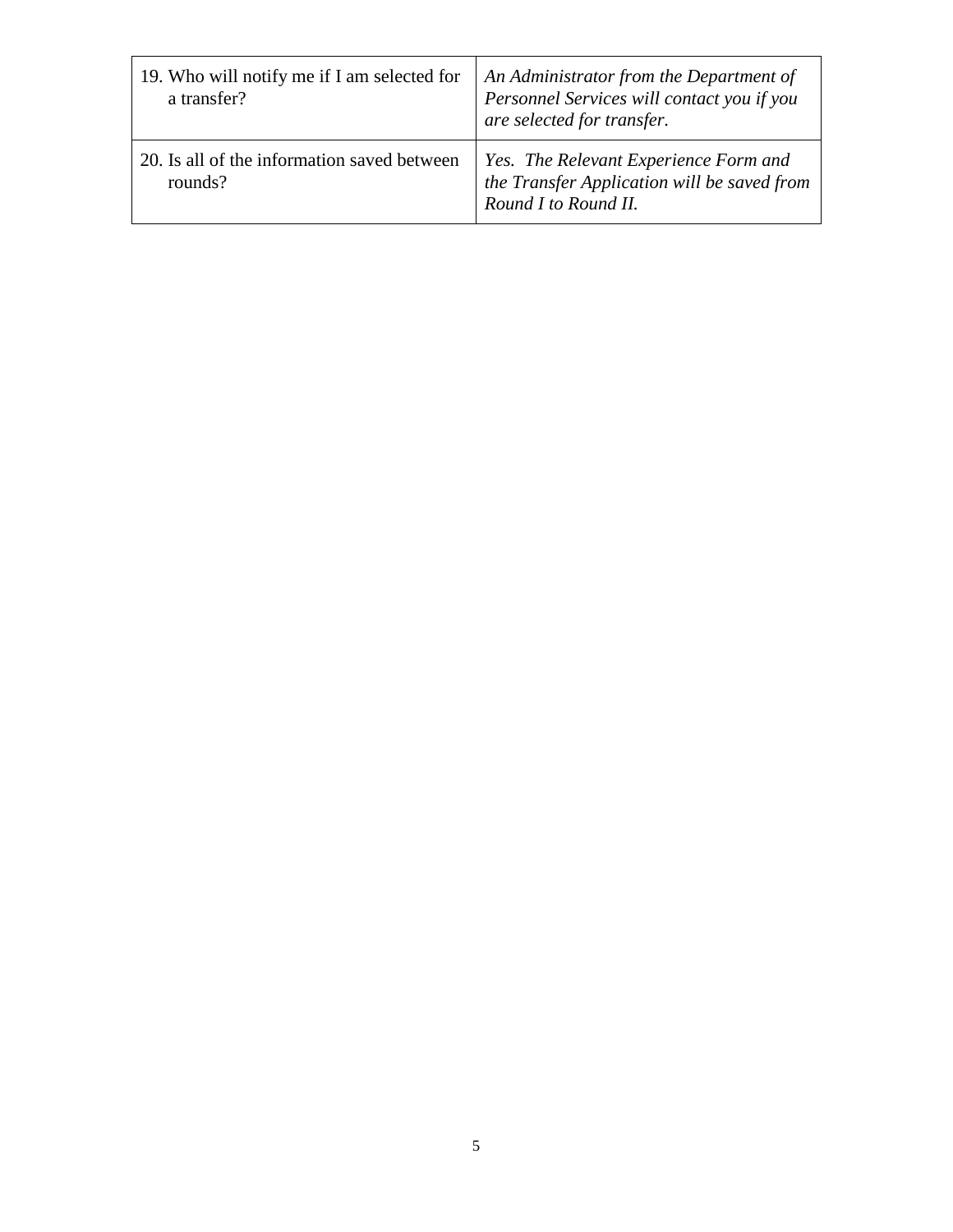| | |
|---|---|
| 19. Who will notify me if I am selected for a transfer? | *An Administrator from the Department of Personnel Services will contact you if you are selected for transfer*. |
| 20. Is all of the information saved between rounds? | *Yes. The Relevant Experience Form and the Transfer Application will be saved from Round I to Round II.* |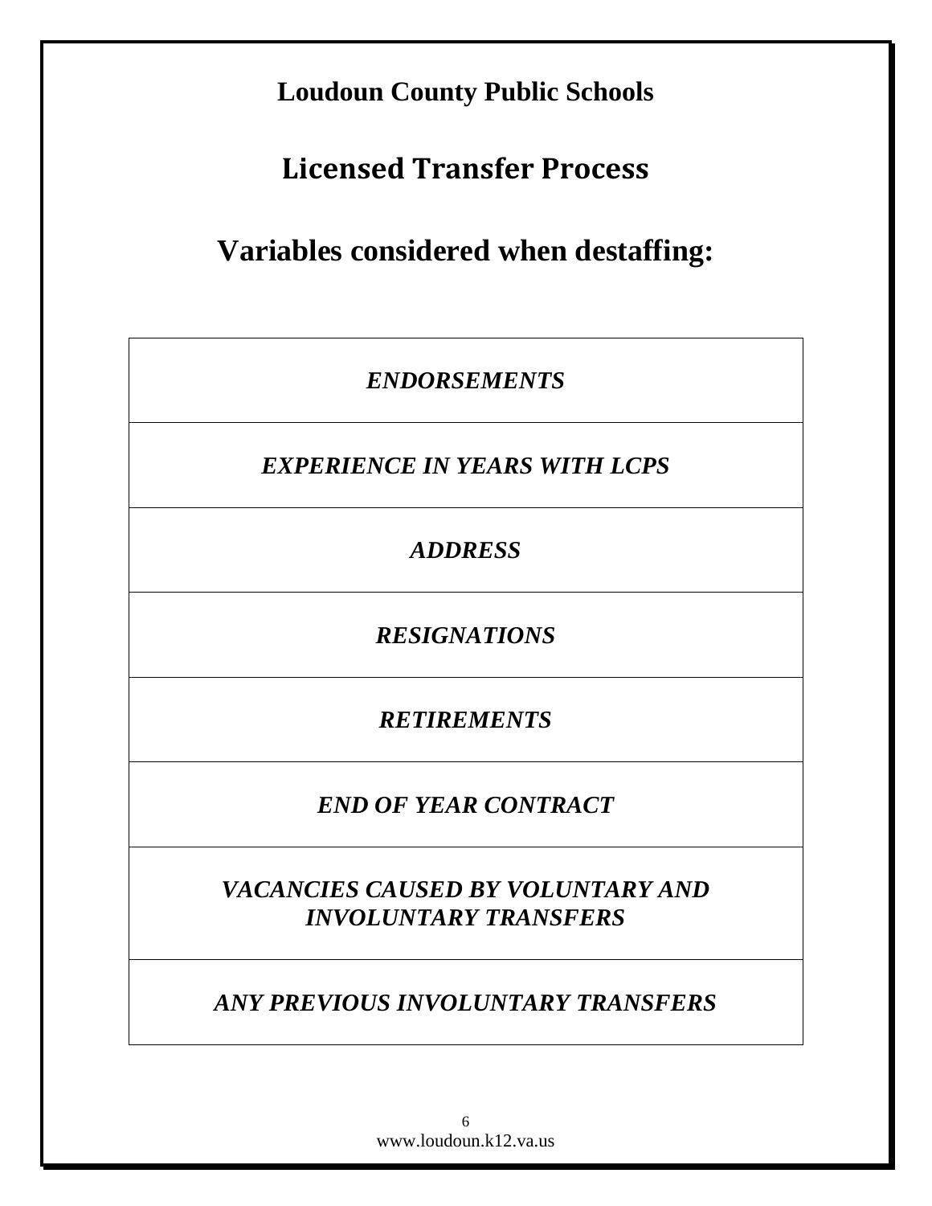**Loudoun County Public Schools**

# Licensed Transfer Process

## Variables considered when destaffing:

| |
|---|
| ***ENDORSEMENTS*** |
| ***EXPERIENCE IN YEARS WITH LCPS*** |
| ***ADDRESS*** |
| ***RESIGNATIONS*** |
| ***RETIREMENTS*** |
| ***END OF YEAR CONTRACT*** |
| ***VACANCIES CAUSED BY VOLUNTARY AND INVOLUNTARY TRANSFERS*** |
| ***ANY PREVIOUS INVOLUNTARY TRANSFERS*** |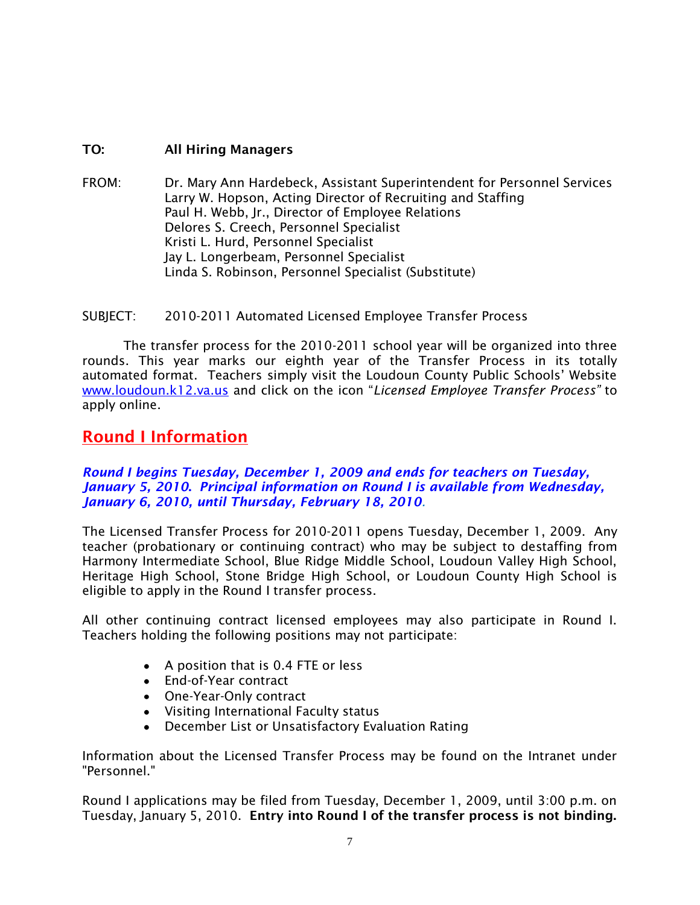**TO: All Hiring Managers**

FROM: Dr. Mary Ann Hardebeck, Assistant Superintendent for Personnel Services
Larry W. Hopson, Acting Director of Recruiting and Staffing
Paul H. Webb, Jr., Director of Employee Relations
Delores S. Creech, Personnel Specialist
Kristi L. Hurd, Personnel Specialist
Jay L. Longerbeam, Personnel Specialist
Linda S. Robinson, Personnel Specialist (Substitute)

SUBJECT: 2010-2011 Automated Licensed Employee Transfer Process

The transfer process for the 2010-2011 school year will be organized into three rounds. This year marks our eighth year of the Transfer Process in its totally automated format. Teachers simply visit the Loudoun County Public Schools' Website www.loudoun.k12.va.us and click on the icon "*Licensed Employee Transfer Process*" to apply online.

## Round I Information

***Round I begins Tuesday, December 1, 2009 and ends for teachers on Tuesday, January 5, 2010. Principal information on Round I is available from Wednesday, January 6, 2010, until Thursday, February 18, 2010.***

The Licensed Transfer Process for 2010-2011 opens Tuesday, December 1, 2009. Any teacher (probationary or continuing contract) who may be subject to destaffing from Harmony Intermediate School, Blue Ridge Middle School, Loudoun Valley High School, Heritage High School, Stone Bridge High School, or Loudoun County High School is eligible to apply in the Round I transfer process.

All other continuing contract licensed employees may also participate in Round I. Teachers holding the following positions may not participate:

- A position that is 0.4 FTE or less
- End-of-Year contract
- One-Year-Only contract
- Visiting International Faculty status
- December List or Unsatisfactory Evaluation Rating

Information about the Licensed Transfer Process may be found on the Intranet under "Personnel."

Round I applications may be filed from Tuesday, December 1, 2009, until 3:00 p.m. on Tuesday, January 5, 2010. **Entry into Round I of the transfer process is not binding.**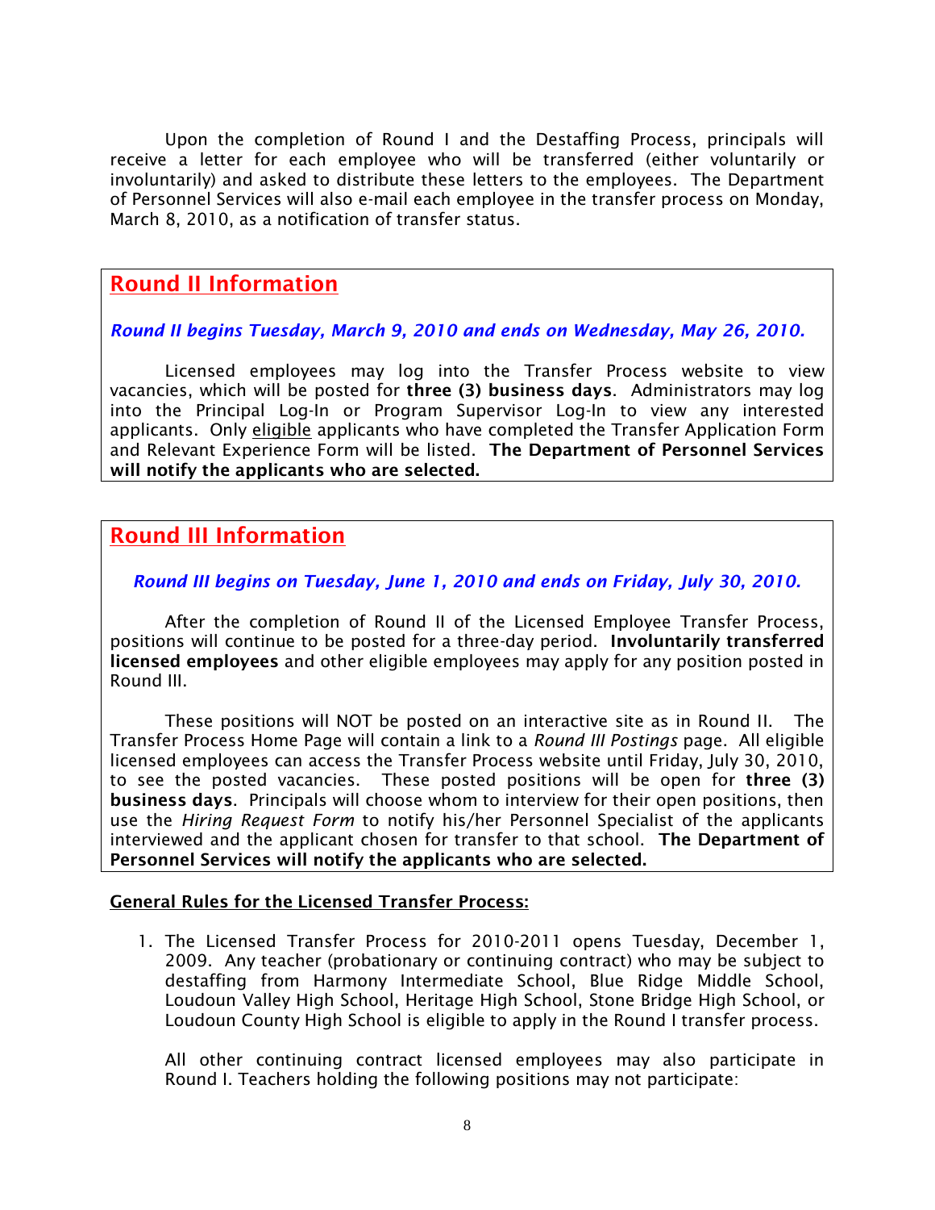Upon the completion of Round I and the Destaffing Process, principals will receive a letter for each employee who will be transferred (either voluntarily or involuntarily) and asked to distribute these letters to the employees. The Department of Personnel Services will also e-mail each employee in the transfer process on Monday, March 8, 2010, as a notification of transfer status.

## Round II Information

***Round II begins Tuesday, March 9, 2010 and ends on Wednesday, May 26, 2010.***

Licensed employees may log into the Transfer Process website to view vacancies, which will be posted for **three (3) business days**. Administrators may log into the Principal Log-In or Program Supervisor Log-In to view any interested applicants. Only eligible applicants who have completed the Transfer Application Form and Relevant Experience Form will be listed. **The Department of Personnel Services will notify the applicants who are selected.**

## Round III Information

***Round III begins on Tuesday, June 1, 2010 and ends on Friday, July 30, 2010.***

After the completion of Round II of the Licensed Employee Transfer Process, positions will continue to be posted for a three-day period. **Involuntarily transferred licensed employees** and other eligible employees may apply for any position posted in Round III.

These positions will NOT be posted on an interactive site as in Round II. The Transfer Process Home Page will contain a link to a *Round III Postings* page. All eligible licensed employees can access the Transfer Process website until Friday, July 30, 2010, to see the posted vacancies. These posted positions will be open for **three (3) business days**. Principals will choose whom to interview for their open positions, then use the *Hiring Request Form* to notify his/her Personnel Specialist of the applicants interviewed and the applicant chosen for transfer to that school. **The Department of Personnel Services will notify the applicants who are selected.**

**General Rules for the Licensed Transfer Process:**

1. The Licensed Transfer Process for 2010-2011 opens Tuesday, December 1, 2009. Any teacher (probationary or continuing contract) who may be subject to destaffing from Harmony Intermediate School, Blue Ridge Middle School, Loudoun Valley High School, Heritage High School, Stone Bridge High School, or Loudoun County High School is eligible to apply in the Round I transfer process.

   All other continuing contract licensed employees may also participate in Round I. Teachers holding the following positions may not participate: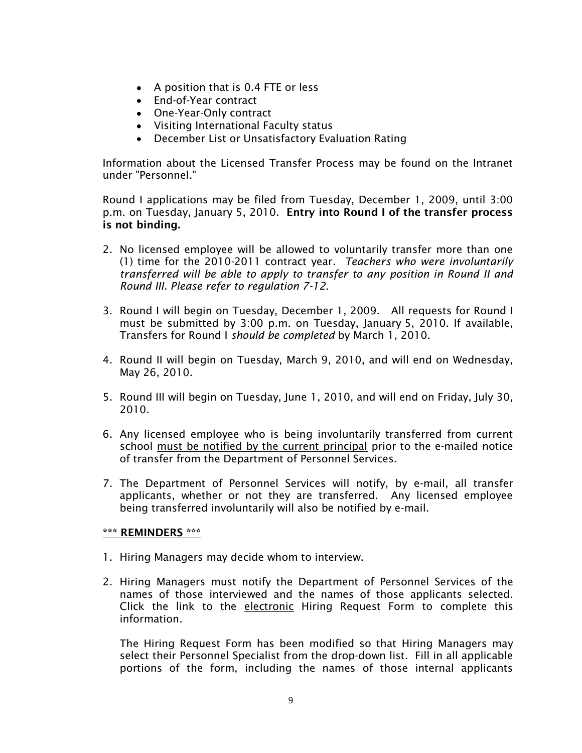- A position that is 0.4 FTE or less
- End-of-Year contract
- One-Year-Only contract
- Visiting International Faculty status
- December List or Unsatisfactory Evaluation Rating

Information about the Licensed Transfer Process may be found on the Intranet under "Personnel."

Round I applications may be filed from Tuesday, December 1, 2009, until 3:00 p.m. on Tuesday, January 5, 2010. **Entry into Round I of the transfer process is not binding.**

2. No licensed employee will be allowed to voluntarily transfer more than one (1) time for the 2010-2011 contract year. *Teachers who were involuntarily transferred will be able to apply to transfer to any position in Round II and Round III. Please refer to regulation 7-12.*

3. Round I will begin on Tuesday, December 1, 2009. All requests for Round I must be submitted by 3:00 p.m. on Tuesday, January 5, 2010. If available, Transfers for Round I *should be completed* by March 1, 2010.

4. Round II will begin on Tuesday, March 9, 2010, and will end on Wednesday, May 26, 2010.

5. Round III will begin on Tuesday, June 1, 2010, and will end on Friday, July 30, 2010.

6. Any licensed employee who is being involuntarily transferred from current school must be notified by the current principal prior to the e-mailed notice of transfer from the Department of Personnel Services.

7. The Department of Personnel Services will notify, by e-mail, all transfer applicants, whether or not they are transferred. Any licensed employee being transferred involuntarily will also be notified by e-mail.

**\*\*\* REMINDERS \*\*\***

1. Hiring Managers may decide whom to interview.

2. Hiring Managers must notify the Department of Personnel Services of the names of those interviewed and the names of those applicants selected. Click the link to the electronic Hiring Request Form to complete this information.

   The Hiring Request Form has been modified so that Hiring Managers may select their Personnel Specialist from the drop-down list. Fill in all applicable portions of the form, including the names of those internal applicants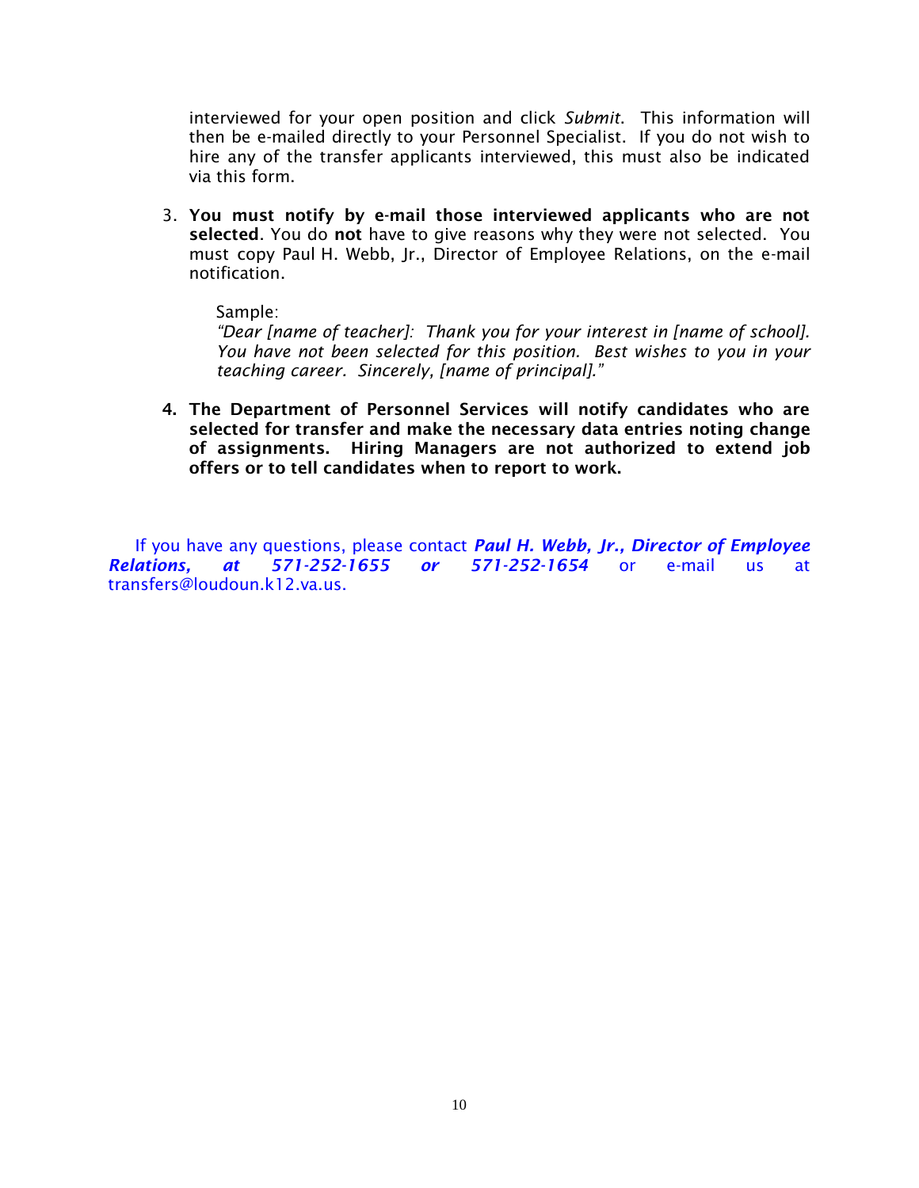interviewed for your open position and click *Submit*. This information will then be e-mailed directly to your Personnel Specialist. If you do not wish to hire any of the transfer applicants interviewed, this must also be indicated via this form.

3. **You must notify by e-mail those interviewed applicants who are not selected**. You do **not** have to give reasons why they were not selected. You must copy Paul H. Webb, Jr., Director of Employee Relations, on the e-mail notification.

   Sample:
   *"Dear [name of teacher]: Thank you for your interest in [name of school]. You have not been selected for this position. Best wishes to you in your teaching career. Sincerely, [name of principal]."*

4. **The Department of Personnel Services will notify candidates who are selected for transfer and make the necessary data entries noting change of assignments. Hiring Managers are not authorized to extend job offers or to tell candidates when to report to work.**

If you have any questions, please contact ***Paul H. Webb, Jr., Director of Employee Relations, at 571-252-1655 or 571-252-1654*** or e-mail us at transfers@loudoun.k12.va.us.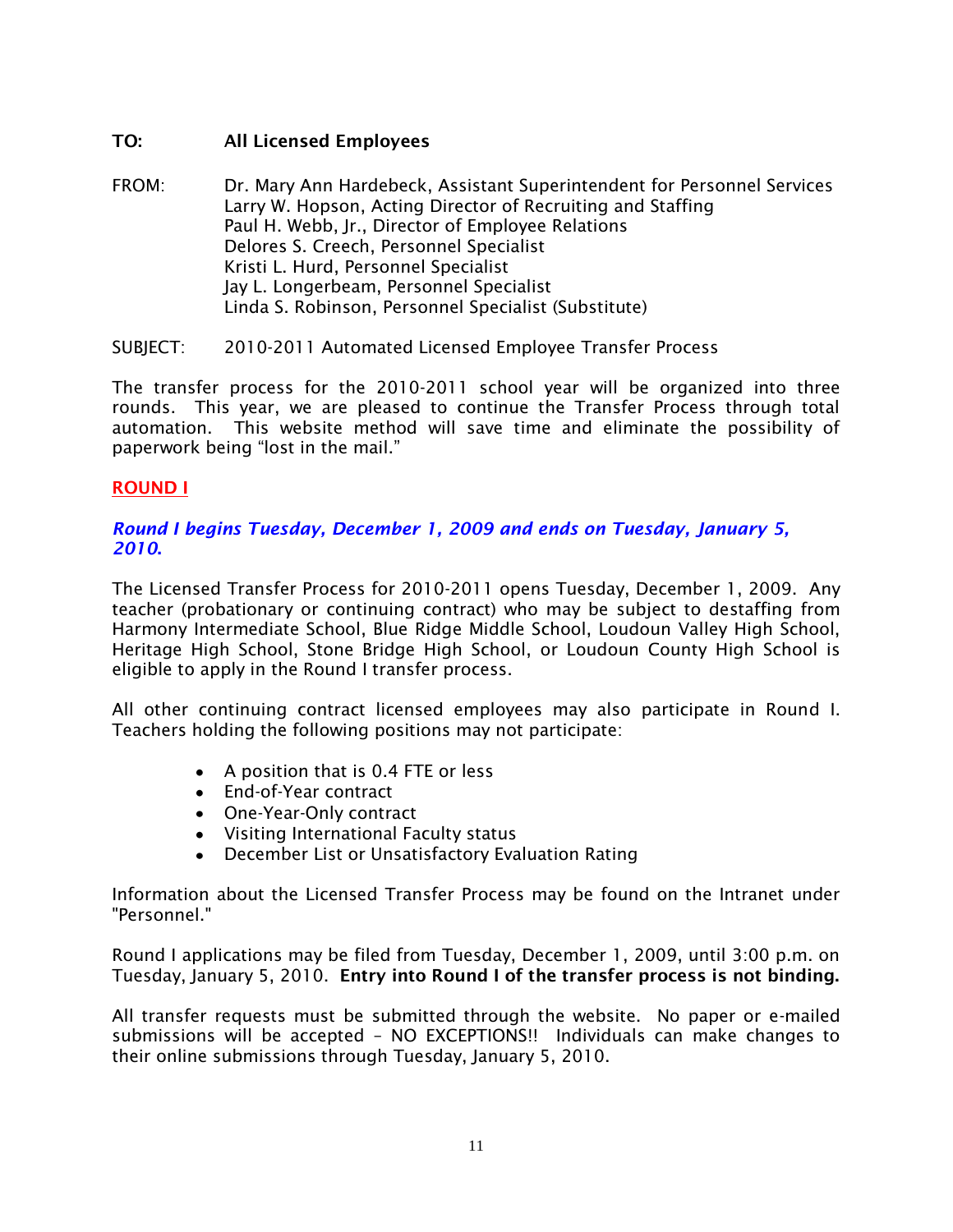**TO: All Licensed Employees**

FROM: Dr. Mary Ann Hardebeck, Assistant Superintendent for Personnel Services
Larry W. Hopson, Acting Director of Recruiting and Staffing
Paul H. Webb, Jr., Director of Employee Relations
Delores S. Creech, Personnel Specialist
Kristi L. Hurd, Personnel Specialist
Jay L. Longerbeam, Personnel Specialist
Linda S. Robinson, Personnel Specialist (Substitute)

SUBJECT: 2010-2011 Automated Licensed Employee Transfer Process

The transfer process for the 2010-2011 school year will be organized into three rounds. This year, we are pleased to continue the Transfer Process through total automation. This website method will save time and eliminate the possibility of paperwork being "lost in the mail."

## ROUND I

***Round I begins Tuesday, December 1, 2009 and ends on Tuesday, January 5, 2010.***

The Licensed Transfer Process for 2010-2011 opens Tuesday, December 1, 2009. Any teacher (probationary or continuing contract) who may be subject to destaffing from Harmony Intermediate School, Blue Ridge Middle School, Loudoun Valley High School, Heritage High School, Stone Bridge High School, or Loudoun County High School is eligible to apply in the Round I transfer process.

All other continuing contract licensed employees may also participate in Round I. Teachers holding the following positions may not participate:

- A position that is 0.4 FTE or less
- End-of-Year contract
- One-Year-Only contract
- Visiting International Faculty status
- December List or Unsatisfactory Evaluation Rating

Information about the Licensed Transfer Process may be found on the Intranet under "Personnel."

Round I applications may be filed from Tuesday, December 1, 2009, until 3:00 p.m. on Tuesday, January 5, 2010. **Entry into Round I of the transfer process is not binding.**

All transfer requests must be submitted through the website. No paper or e-mailed submissions will be accepted – NO EXCEPTIONS!! Individuals can make changes to their online submissions through Tuesday, January 5, 2010.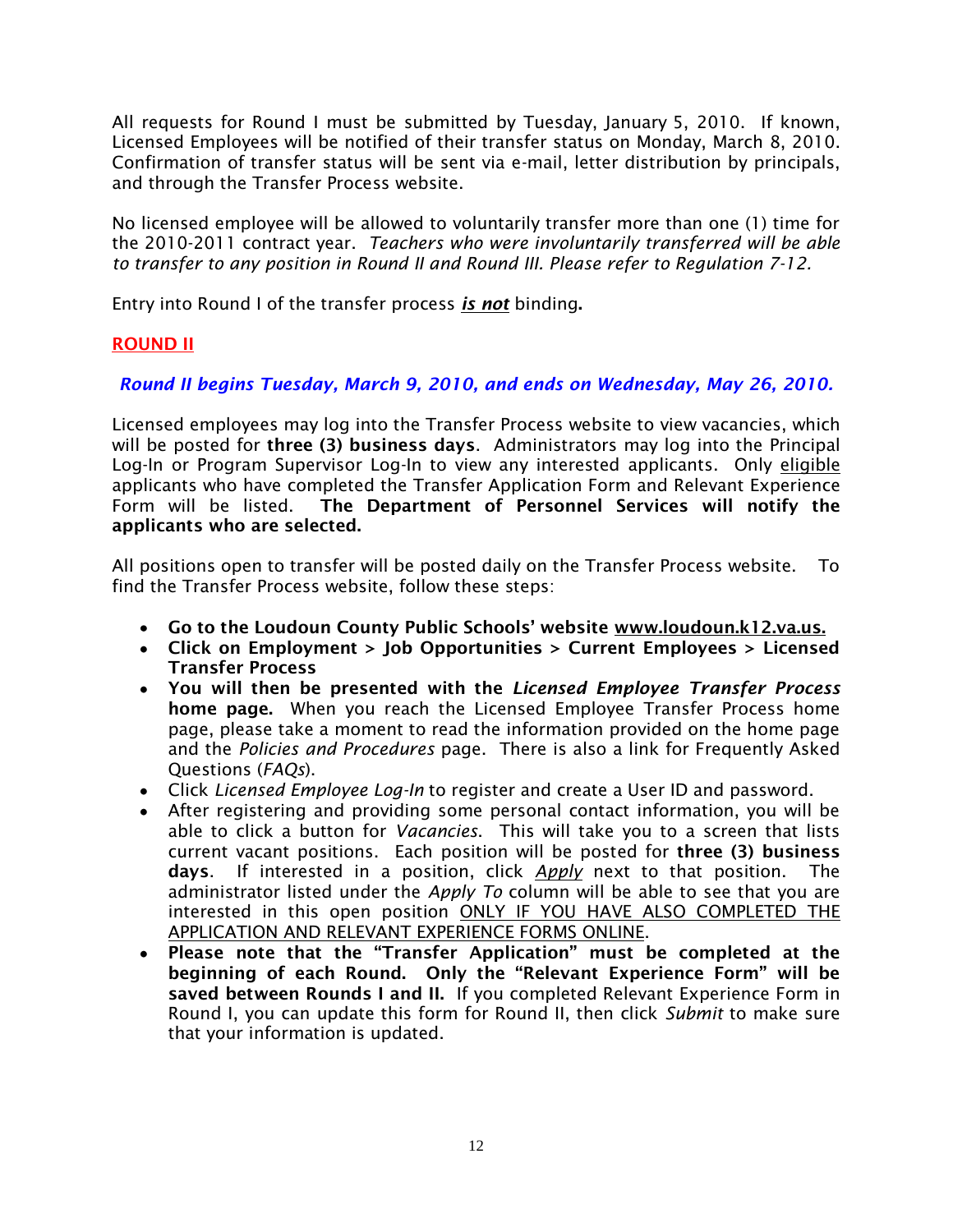All requests for Round I must be submitted by Tuesday, January 5, 2010. If known, Licensed Employees will be notified of their transfer status on Monday, March 8, 2010. Confirmation of transfer status will be sent via e-mail, letter distribution by principals, and through the Transfer Process website.

No licensed employee will be allowed to voluntarily transfer more than one (1) time for the 2010-2011 contract year. *Teachers who were involuntarily transferred will be able to transfer to any position in Round II and Round III. Please refer to Regulation 7-12.*

Entry into Round I of the transfer process ***is not*** binding**.**

## ROUND II

***Round II begins Tuesday, March 9, 2010, and ends on Wednesday, May 26, 2010.***

Licensed employees may log into the Transfer Process website to view vacancies, which will be posted for **three (3) business days**. Administrators may log into the Principal Log-In or Program Supervisor Log-In to view any interested applicants. Only eligible applicants who have completed the Transfer Application Form and Relevant Experience Form will be listed. **The Department of Personnel Services will notify the applicants who are selected.**

All positions open to transfer will be posted daily on the Transfer Process website. To find the Transfer Process website, follow these steps:

- **Go to the Loudoun County Public Schools' website www.loudoun.k12.va.us.**
- **Click on Employment > Job Opportunities > Current Employees > Licensed Transfer Process**
- **You will then be presented with the *Licensed Employee Transfer Process* home page.** When you reach the Licensed Employee Transfer Process home page, please take a moment to read the information provided on the home page and the *Policies and Procedures* page. There is also a link for Frequently Asked Questions (*FAQs*).
- Click *Licensed Employee Log-In* to register and create a User ID and password.
- After registering and providing some personal contact information, you will be able to click a button for *Vacancies*. This will take you to a screen that lists current vacant positions. Each position will be posted for **three (3) business days**. If interested in a position, click *Apply* next to that position. The administrator listed under the *Apply To* column will be able to see that you are interested in this open position ONLY IF YOU HAVE ALSO COMPLETED THE APPLICATION AND RELEVANT EXPERIENCE FORMS ONLINE.
- **Please note that the "Transfer Application" must be completed at the beginning of each Round. Only the "Relevant Experience Form" will be saved between Rounds I and II.** If you completed Relevant Experience Form in Round I, you can update this form for Round II, then click *Submit* to make sure that your information is updated.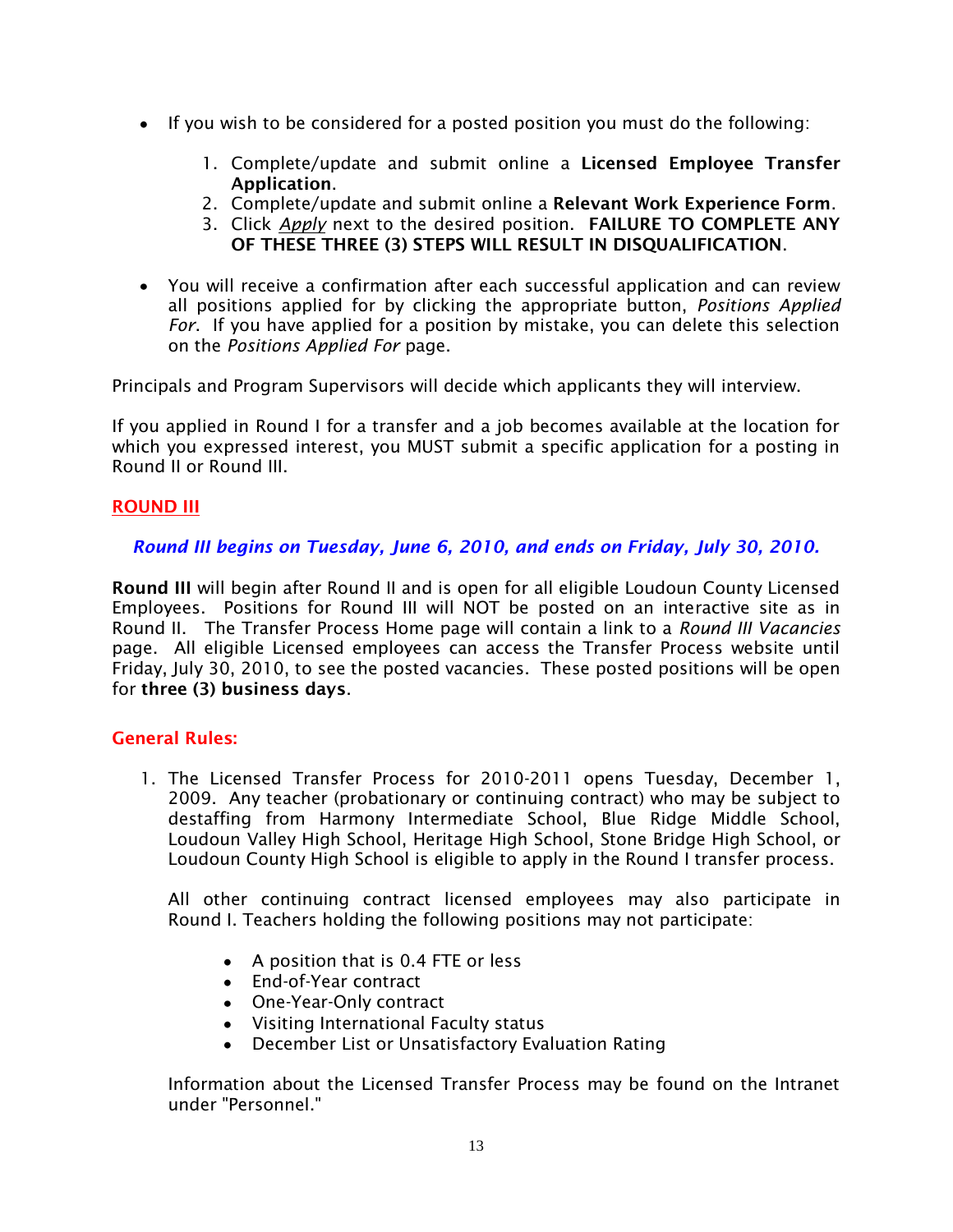- If you wish to be considered for a posted position you must do the following:

    1. Complete/update and submit online a **Licensed Employee Transfer Application**.
    2. Complete/update and submit online a **Relevant Work Experience Form**.
    3. Click *Apply* next to the desired position. **FAILURE TO COMPLETE ANY OF THESE THREE (3) STEPS WILL RESULT IN DISQUALIFICATION**.

- You will receive a confirmation after each successful application and can review all positions applied for by clicking the appropriate button, *Positions Applied For*. If you have applied for a position by mistake, you can delete this selection on the *Positions Applied For* page.

Principals and Program Supervisors will decide which applicants they will interview.

If you applied in Round I for a transfer and a job becomes available at the location for which you expressed interest, you MUST submit a specific application for a posting in Round II or Round III.

## ROUND III

***Round III begins on Tuesday, June 6, 2010, and ends on Friday, July 30, 2010.***

**Round III** will begin after Round II and is open for all eligible Loudoun County Licensed Employees. Positions for Round III will NOT be posted on an interactive site as in Round II. The Transfer Process Home page will contain a link to a *Round III Vacancies* page. All eligible Licensed employees can access the Transfer Process website until Friday, July 30, 2010, to see the posted vacancies. These posted positions will be open for **three (3) business days**.

### General Rules:

1. The Licensed Transfer Process for 2010-2011 opens Tuesday, December 1, 2009. Any teacher (probationary or continuing contract) who may be subject to destaffing from Harmony Intermediate School, Blue Ridge Middle School, Loudoun Valley High School, Heritage High School, Stone Bridge High School, or Loudoun County High School is eligible to apply in the Round I transfer process.

    All other continuing contract licensed employees may also participate in Round I. Teachers holding the following positions may not participate:

    - A position that is 0.4 FTE or less
    - End-of-Year contract
    - One-Year-Only contract
    - Visiting International Faculty status
    - December List or Unsatisfactory Evaluation Rating

    Information about the Licensed Transfer Process may be found on the Intranet under "Personnel."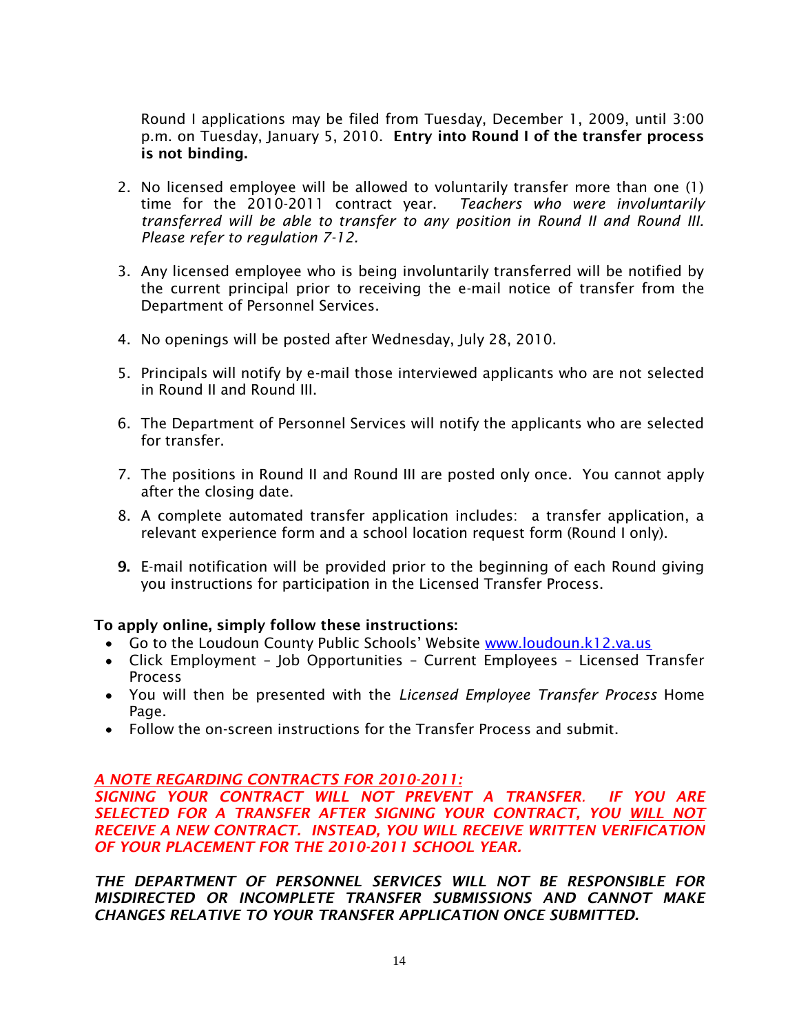Round I applications may be filed from Tuesday, December 1, 2009, until 3:00 p.m. on Tuesday, January 5, 2010. **Entry into Round I of the transfer process is not binding.**

2. No licensed employee will be allowed to voluntarily transfer more than one (1) time for the 2010-2011 contract year. *Teachers who were involuntarily transferred will be able to transfer to any position in Round II and Round III. Please refer to regulation 7-12.*

3. Any licensed employee who is being involuntarily transferred will be notified by the current principal prior to receiving the e-mail notice of transfer from the Department of Personnel Services.

4. No openings will be posted after Wednesday, July 28, 2010.

5. Principals will notify by e-mail those interviewed applicants who are not selected in Round II and Round III.

6. The Department of Personnel Services will notify the applicants who are selected for transfer.

7. The positions in Round II and Round III are posted only once. You cannot apply after the closing date.

8. A complete automated transfer application includes: a transfer application, a relevant experience form and a school location request form (Round I only).

9. E-mail notification will be provided prior to the beginning of each Round giving you instructions for participation in the Licensed Transfer Process.

**To apply online, simply follow these instructions:**

- Go to the Loudoun County Public Schools' Website www.loudoun.k12.va.us
- Click Employment – Job Opportunities – Current Employees – Licensed Transfer Process
- You will then be presented with the *Licensed Employee Transfer Process* Home Page.
- Follow the on-screen instructions for the Transfer Process and submit.

***A NOTE REGARDING CONTRACTS FOR 2010-2011:***
***SIGNING YOUR CONTRACT WILL NOT PREVENT A TRANSFER. IF YOU ARE SELECTED FOR A TRANSFER AFTER SIGNING YOUR CONTRACT, YOU WILL NOT RECEIVE A NEW CONTRACT. INSTEAD, YOU WILL RECEIVE WRITTEN VERIFICATION OF YOUR PLACEMENT FOR THE 2010-2011 SCHOOL YEAR.***

***THE DEPARTMENT OF PERSONNEL SERVICES WILL NOT BE RESPONSIBLE FOR MISDIRECTED OR INCOMPLETE TRANSFER SUBMISSIONS AND CANNOT MAKE CHANGES RELATIVE TO YOUR TRANSFER APPLICATION ONCE SUBMITTED.***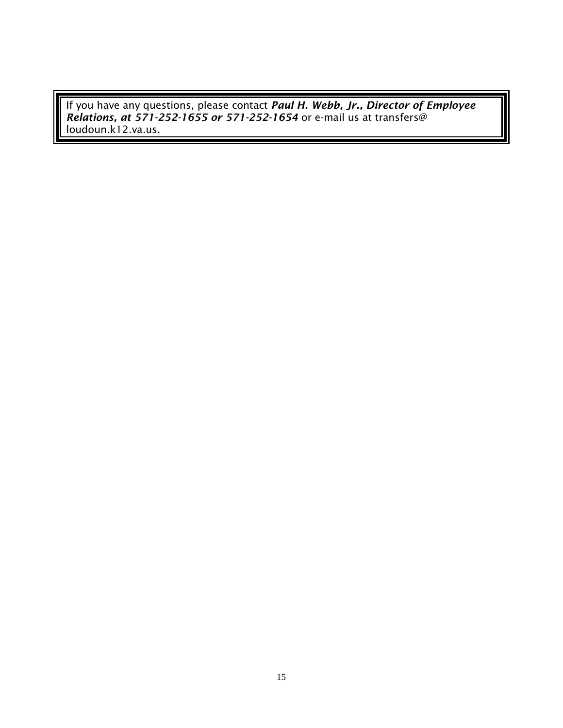If you have any questions, please contact ***Paul H. Webb, Jr., Director of Employee Relations, at 571-252-1655 or 571-252-1654*** or e-mail us at transfers@ loudoun.k12.va.us.